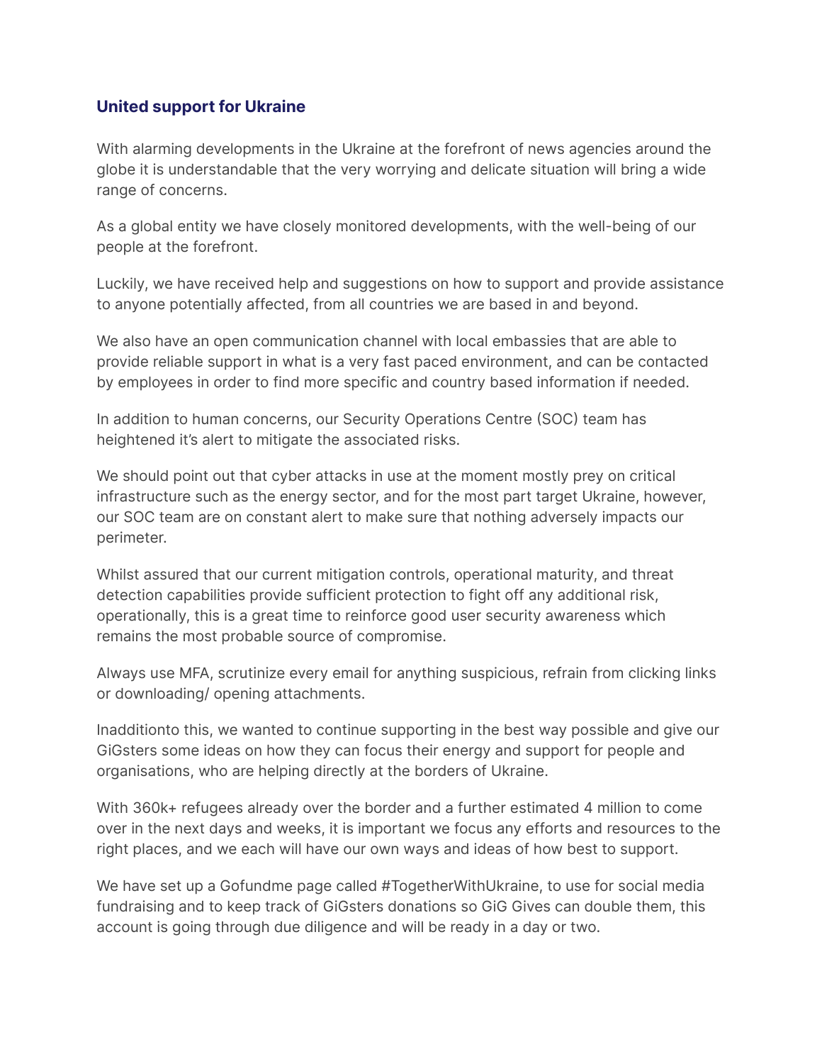## United support for Ukraine

With alarming developments in the Ukraine at the forefront of news agencies around the globe it is understandable that the very worrying and delicate situation will bring a wide range of concerns.

As a global entity we have closely monitored developments, with the well-being of our people at the forefront.

Luckily, we have received help and suggestions on how to support and provide assistance to anyone potentially affected, from all countries we are based in and beyond.

We also have an open communication channel with local embassies that are able to provide reliable support in what is a very fast paced environment, and can be contacted by employees in order to find more specific and country based information if needed.

In addition to human concerns, our Security Operations Centre (SOC) team has heightened it's alert to mitigate the associated risks.

We should point out that cyber attacks in use at the moment mostly prey on critical infrastructure such as the energy sector, and for the most part target Ukraine, however, our SOC team are on constant alert to make sure that nothing adversely impacts our perimeter.

Whilst assured that our current mitigation controls, operational maturity, and threat detection capabilities provide sufficient protection to fight off any additional risk, operationally, this is a great time to reinforce good user security awareness which remains the most probable source of compromise.

Always use MFA, scrutinize every email for anything suspicious, refrain from clicking links or downloading/ opening attachments.

Inadditionto this, we wanted to continue supporting in the best way possible and give our GiGsters some ideas on how they can focus their energy and support for people and organisations, who are helping directly at the borders of Ukraine.

With 360k+ refugees already over the border and a further estimated 4 million to come over in the next days and weeks, it is important we focus any efforts and resources to the right places, and we each will have our own ways and ideas of how best to support.

We have set up a Gofundme page called #TogetherWithUkraine, to use for social media fundraising and to keep track of GiGsters donations so GiG Gives can double them, this account is going through due diligence and will be ready in a day or two.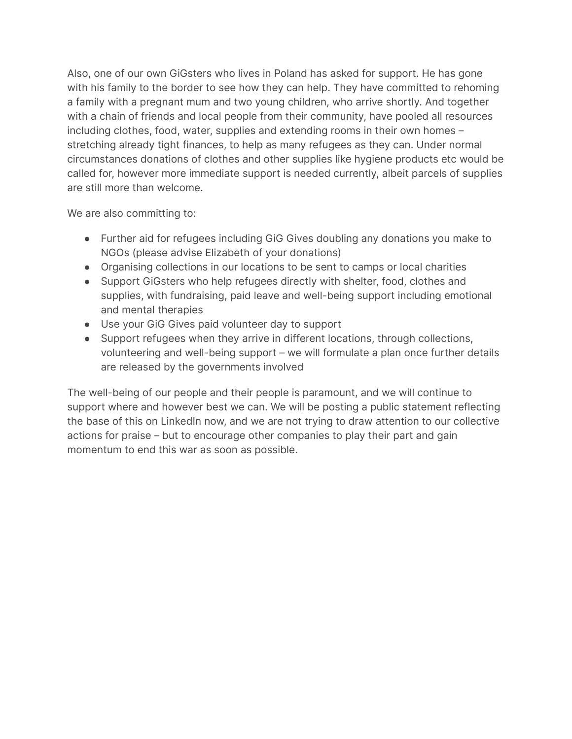Also, one of our own GiGsters who lives in Poland has asked for support. He has gone with his family to the border to see how they can help. They have committed to rehoming a family with a pregnant mum and two young children, who arrive shortly. And together with a chain of friends and local people from their community, have pooled all resources including clothes, food, water, supplies and extending rooms in their own homes – stretching already tight finances, to help as many refugees as they can. Under normal circumstances donations of clothes and other supplies like hygiene products etc would be called for, however more immediate support is needed currently, albeit parcels of supplies are still more than welcome.

We are also committing to:

- Further aid for refugees including GiG Gives doubling any donations you make to NGOs (please advise Elizabeth of your donations)
- Organising collections in our locations to be sent to camps or local charities
- Support GiGsters who help refugees directly with shelter, food, clothes and supplies, with fundraising, paid leave and well-being support including emotional and mental therapies
- Use your GiG Gives paid volunteer day to support
- Support refugees when they arrive in different locations, through collections, volunteering and well-being support – we will formulate a plan once further details are released by the governments involved

The well-being of our people and their people is paramount, and we will continue to support where and however best we can. We will be posting a public statement reflecting the base of this on LinkedIn now, and we are not trying to draw attention to our collective actions for praise – but to encourage other companies to play their part and gain momentum to end this war as soon as possible.